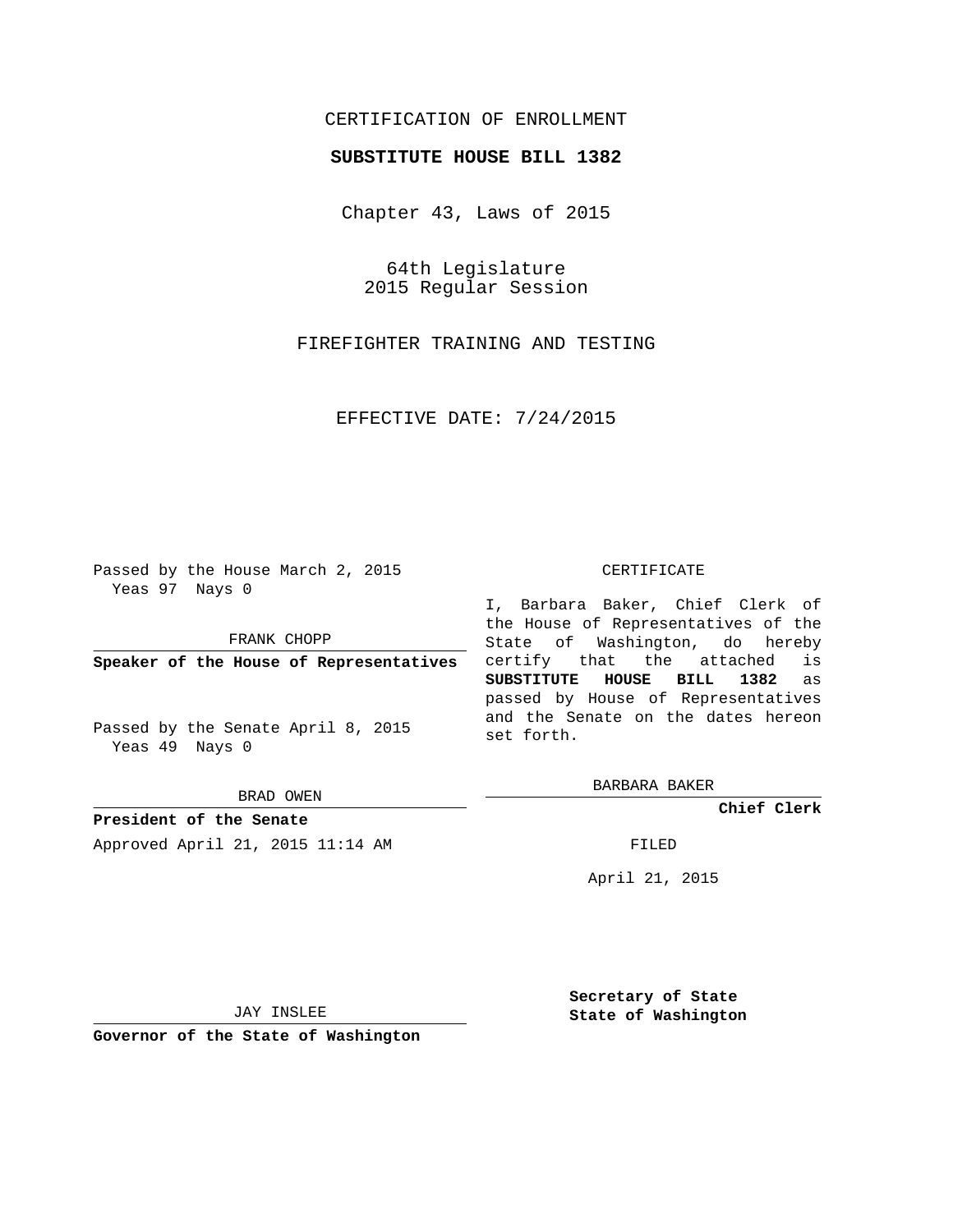CERTIFICATION OF ENROLLMENT

**SUBSTITUTE HOUSE BILL 1382**

Chapter 43, Laws of 2015

64th Legislature
2015 Regular Session

FIREFIGHTER TRAINING AND TESTING

EFFECTIVE DATE: 7/24/2015

Passed by the House March 2, 2015
Yeas 97 Nays 0

FRANK CHOPP

**Speaker of the House of Representatives**

Passed by the Senate April 8, 2015
Yeas 49 Nays 0

BRAD OWEN

**President of the Senate**

Approved April 21, 2015 11:14 AM

JAY INSLEE

**Governor of the State of Washington**

CERTIFICATE

I, Barbara Baker, Chief Clerk of the House of Representatives of the State of Washington, do hereby certify that the attached is **SUBSTITUTE HOUSE BILL 1382** as passed by House of Representatives and the Senate on the dates hereon set forth.

BARBARA BAKER

**Chief Clerk**

FILED

April 21, 2015

**Secretary of State**
**State of Washington**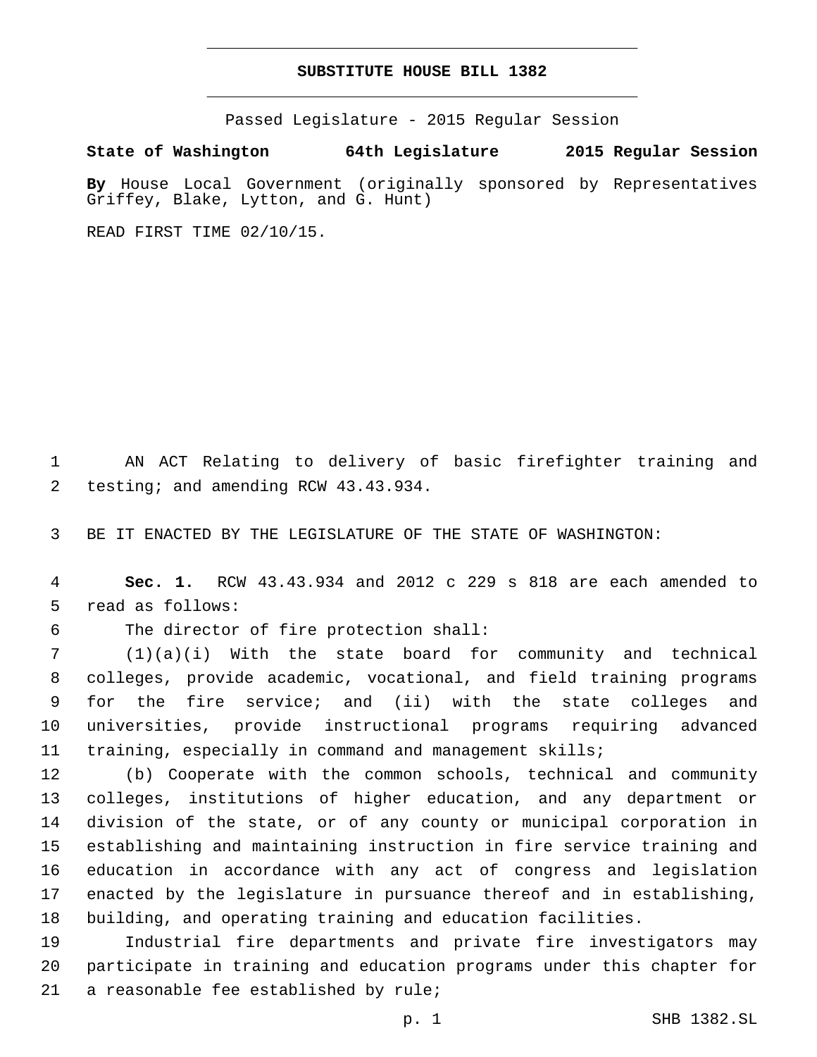# SUBSTITUTE HOUSE BILL 1382

Passed Legislature - 2015 Regular Session

**State of Washington 64th Legislature 2015 Regular Session**

**By** House Local Government (originally sponsored by Representatives Griffey, Blake, Lytton, and G. Hunt)

READ FIRST TIME 02/10/15.

AN ACT Relating to delivery of basic firefighter training and testing; and amending RCW 43.43.934.

BE IT ENACTED BY THE LEGISLATURE OF THE STATE OF WASHINGTON:

**Sec. 1.** RCW 43.43.934 and 2012 c 229 s 818 are each amended to read as follows:

The director of fire protection shall:

(1)(a)(i) With the state board for community and technical colleges, provide academic, vocational, and field training programs for the fire service; and (ii) with the state colleges and universities, provide instructional programs requiring advanced training, especially in command and management skills;

(b) Cooperate with the common schools, technical and community colleges, institutions of higher education, and any department or division of the state, or of any county or municipal corporation in establishing and maintaining instruction in fire service training and education in accordance with any act of congress and legislation enacted by the legislature in pursuance thereof and in establishing, building, and operating training and education facilities.

Industrial fire departments and private fire investigators may participate in training and education programs under this chapter for a reasonable fee established by rule;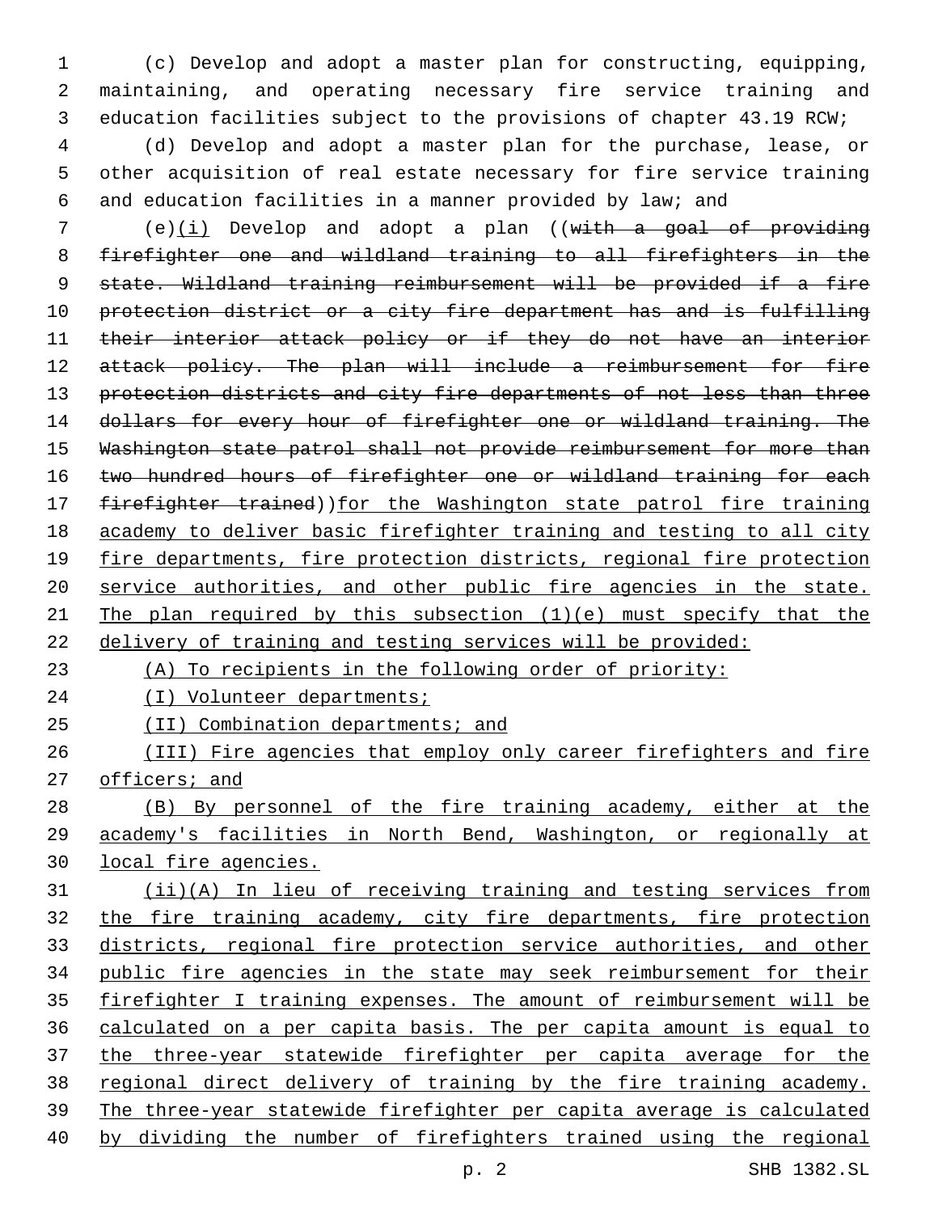(c) Develop and adopt a master plan for constructing, equipping, maintaining, and operating necessary fire service training and education facilities subject to the provisions of chapter 43.19 RCW;

(d) Develop and adopt a master plan for the purchase, lease, or other acquisition of real estate necessary for fire service training and education facilities in a manner provided by law; and

(e)(i) Develop and adopt a plan ((~~with a goal of providing firefighter one and wildland training to all firefighters in the state. Wildland training reimbursement will be provided if a fire protection district or a city fire department has and is fulfilling their interior attack policy or if they do not have an interior attack policy. The plan will include a reimbursement for fire protection districts and city fire departments of not less than three dollars for every hour of firefighter one or wildland training. The Washington state patrol shall not provide reimbursement for more than two hundred hours of firefighter one or wildland training for each firefighter trained~~))for the Washington state patrol fire training academy to deliver basic firefighter training and testing to all city fire departments, fire protection districts, regional fire protection service authorities, and other public fire agencies in the state. The plan required by this subsection (1)(e) must specify that the delivery of training and testing services will be provided:

(A) To recipients in the following order of priority:

(I) Volunteer departments;

(II) Combination departments; and

(III) Fire agencies that employ only career firefighters and fire officers; and

(B) By personnel of the fire training academy, either at the academy's facilities in North Bend, Washington, or regionally at local fire agencies.

(ii)(A) In lieu of receiving training and testing services from the fire training academy, city fire departments, fire protection districts, regional fire protection service authorities, and other public fire agencies in the state may seek reimbursement for their firefighter I training expenses. The amount of reimbursement will be calculated on a per capita basis. The per capita amount is equal to the three-year statewide firefighter per capita average for the regional direct delivery of training by the fire training academy. The three-year statewide firefighter per capita average is calculated by dividing the number of firefighters trained using the regional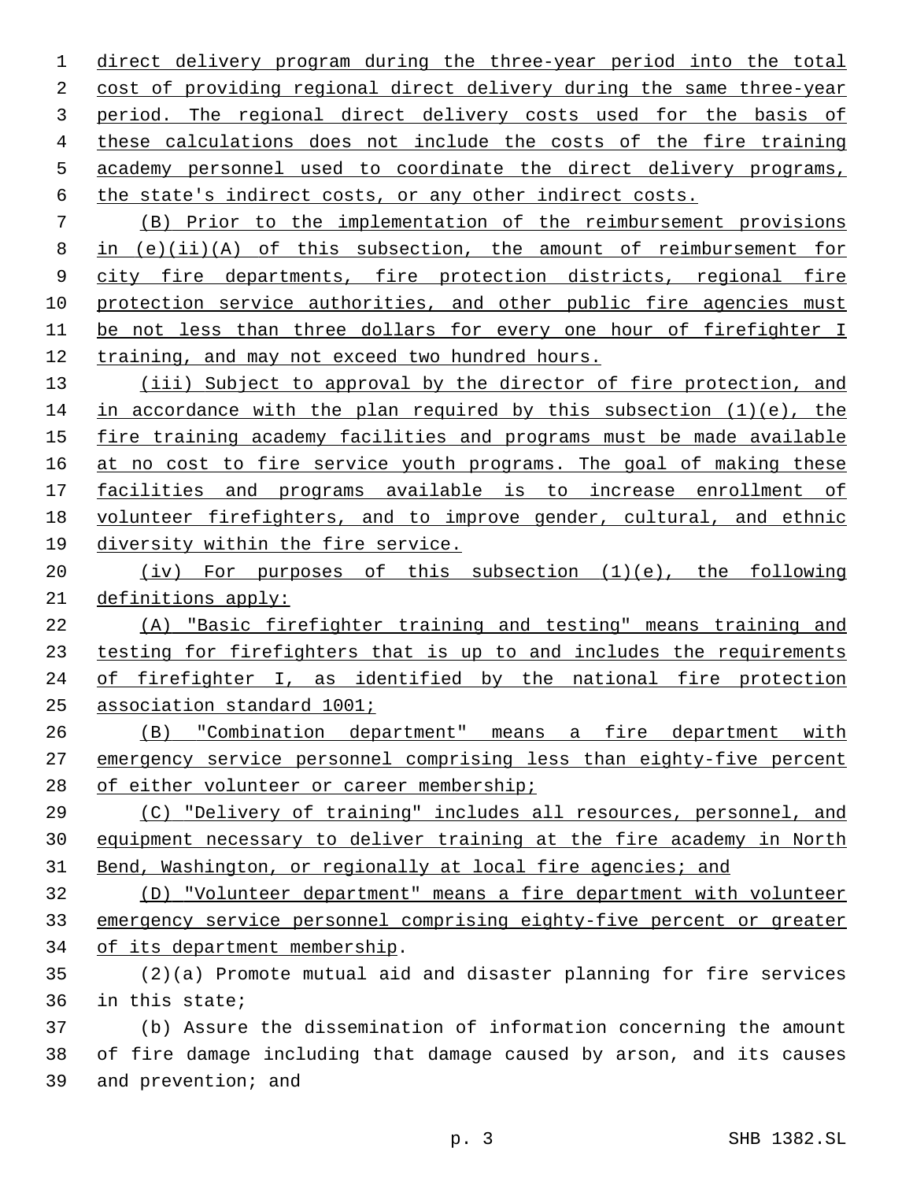direct delivery program during the three-year period into the total cost of providing regional direct delivery during the same three-year period. The regional direct delivery costs used for the basis of these calculations does not include the costs of the fire training academy personnel used to coordinate the direct delivery programs, the state's indirect costs, or any other indirect costs.

(B) Prior to the implementation of the reimbursement provisions in (e)(ii)(A) of this subsection, the amount of reimbursement for city fire departments, fire protection districts, regional fire protection service authorities, and other public fire agencies must be not less than three dollars for every one hour of firefighter I training, and may not exceed two hundred hours.

(iii) Subject to approval by the director of fire protection, and in accordance with the plan required by this subsection (1)(e), the fire training academy facilities and programs must be made available at no cost to fire service youth programs. The goal of making these facilities and programs available is to increase enrollment of volunteer firefighters, and to improve gender, cultural, and ethnic diversity within the fire service.

(iv) For purposes of this subsection (1)(e), the following definitions apply:

(A) "Basic firefighter training and testing" means training and testing for firefighters that is up to and includes the requirements of firefighter I, as identified by the national fire protection association standard 1001;

(B) "Combination department" means a fire department with emergency service personnel comprising less than eighty-five percent of either volunteer or career membership;

(C) "Delivery of training" includes all resources, personnel, and equipment necessary to deliver training at the fire academy in North Bend, Washington, or regionally at local fire agencies; and

(D) "Volunteer department" means a fire department with volunteer emergency service personnel comprising eighty-five percent or greater of its department membership.

(2)(a) Promote mutual aid and disaster planning for fire services in this state;

(b) Assure the dissemination of information concerning the amount of fire damage including that damage caused by arson, and its causes and prevention; and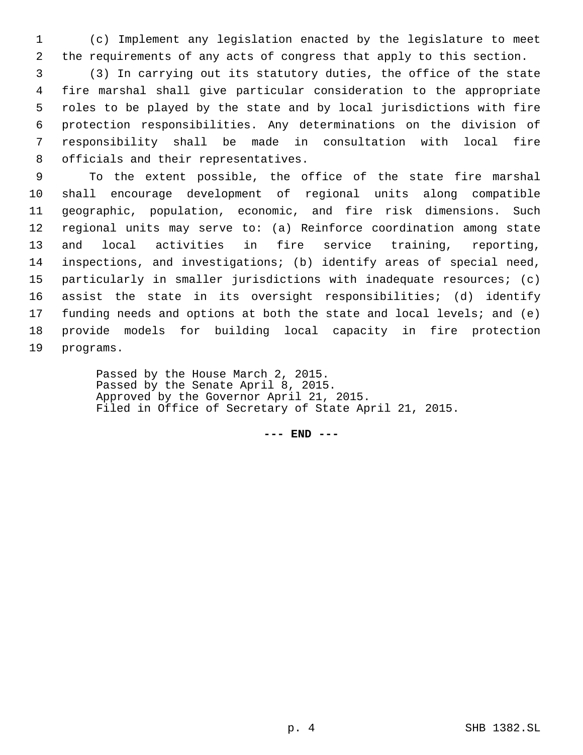(c) Implement any legislation enacted by the legislature to meet the requirements of any acts of congress that apply to this section.

(3) In carrying out its statutory duties, the office of the state fire marshal shall give particular consideration to the appropriate roles to be played by the state and by local jurisdictions with fire protection responsibilities. Any determinations on the division of responsibility shall be made in consultation with local fire officials and their representatives.

To the extent possible, the office of the state fire marshal shall encourage development of regional units along compatible geographic, population, economic, and fire risk dimensions. Such regional units may serve to: (a) Reinforce coordination among state and local activities in fire service training, reporting, inspections, and investigations; (b) identify areas of special need, particularly in smaller jurisdictions with inadequate resources; (c) assist the state in its oversight responsibilities; (d) identify funding needs and options at both the state and local levels; and (e) provide models for building local capacity in fire protection programs.

Passed by the House March 2, 2015.
Passed by the Senate April 8, 2015.
Approved by the Governor April 21, 2015.
Filed in Office of Secretary of State April 21, 2015.

**--- END ---**